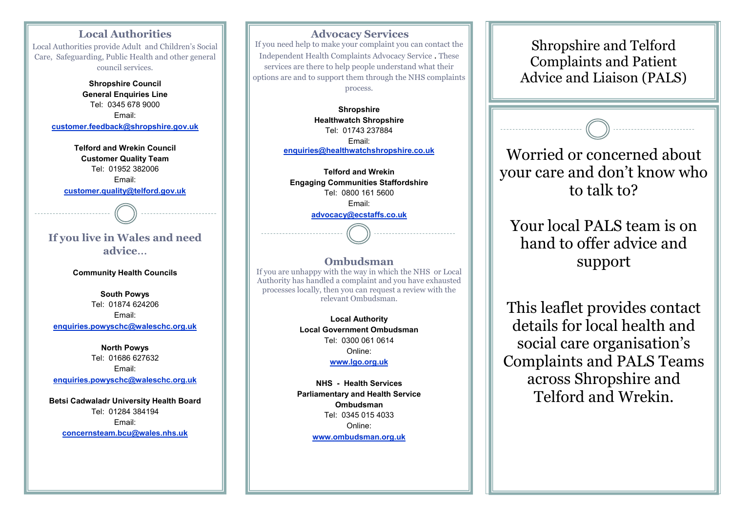## Local Authorities

Local Authorities provide Adult and Children's Social Care, Safeguarding, Public Health and other general council services.

**Shropshire Council**
**General Enquiries Line**
Tel: 0345 678 9000
Email:
**customer.feedback@shropshire.gov.uk**

**Telford and Wrekin Council**
**Customer Quality Team**
Tel: 01952 382006
Email:
**customer.quality@telford.gov.uk**

## If you live in Wales and need advice…

**Community Health Councils**

**South Powys**
Tel: 01874 624206
Email:
**enquiries.powyschc@waleschc.org.uk**

**North Powys**
Tel: 01686 627632
Email:
**enquiries.powyschc@waleschc.org.uk**

**Betsi Cadwaladr University Health Board**
Tel: 01284 384194
Email:
**concernsteam.bcu@wales.nhs.uk**

## Advocacy Services

If you need help to make your complaint you can contact the Independent Health Complaints Advocacy Service . These services are there to help people understand what their options are and to support them through the NHS complaints process.

**Shropshire**
**Healthwatch Shropshire**
Tel: 01743 237884
Email:
**enquiries@healthwatchshropshire.co.uk**

**Telford and Wrekin**
**Engaging Communities Staffordshire**
Tel: 0800 161 5600
Email:
**advocacy@ecstaffs.co.uk**

## Ombudsman

If you are unhappy with the way in which the NHS or Local Authority has handled a complaint and you have exhausted processes locally, then you can request a review with the relevant Ombudsman.

**Local Authority**
**Local Government Ombudsman**
Tel: 0300 061 0614
Online:
**www.lgo.org.uk**

**NHS - Health Services**
**Parliamentary and Health Service Ombudsman**
Tel: 0345 015 4033
Online:
**www.ombudsman.org.uk**

# Shropshire and Telford Complaints and Patient Advice and Liaison (PALS)

Worried or concerned about your care and don't know who to talk to?

Your local PALS team is on hand to offer advice and support

This leaflet provides contact details for local health and social care organisation's Complaints and PALS Teams across Shropshire and Telford and Wrekin.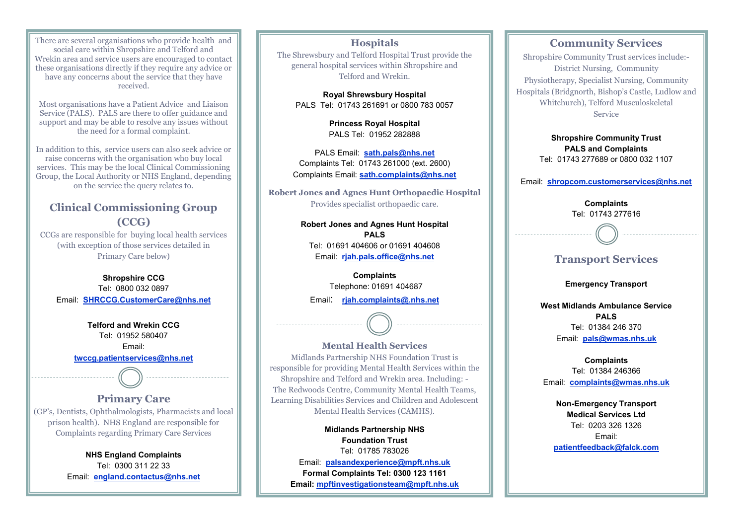There are several organisations who provide health and social care within Shropshire and Telford and Wrekin area and service users are encouraged to contact these organisations directly if they require any advice or have any concerns about the service that they have received.

Most organisations have a Patient Advice and Liaison Service (PALS). PALS are there to offer guidance and support and may be able to resolve any issues without the need for a formal complaint.

In addition to this, service users can also seek advice or raise concerns with the organisation who buy local services. This may be the local Clinical Commissioning Group, the Local Authority or NHS England, depending on the service the query relates to.

## Clinical Commissioning Group (CCG)

CCGs are responsible for buying local health services (with exception of those services detailed in Primary Care below)

**Shropshire CCG**
Tel: 0800 032 0897
Email: SHRCCG.CustomerCare@nhs.net

**Telford and Wrekin CCG**
Tel: 01952 580407
Email:
twccg.patientservices@nhs.net

## Primary Care

(GP's, Dentists, Ophthalmologists, Pharmacists and local prison health). NHS England are responsible for Complaints regarding Primary Care Services

**NHS England Complaints**
Tel: 0300 311 22 33
Email: england.contactus@nhs.net

## Hospitals

The Shrewsbury and Telford Hospital Trust provide the general hospital services within Shropshire and Telford and Wrekin.

**Royal Shrewsbury Hospital**
PALS Tel: 01743 261691 or 0800 783 0057

**Princess Royal Hospital**
PALS Tel: 01952 282888

PALS Email: sath.pals@nhs.net
Complaints Tel: 01743 261000 (ext. 2600)
Complaints Email: sath.complaints@nhs.net

### Robert Jones and Agnes Hunt Orthopaedic Hospital

Provides specialist orthopaedic care.

**Robert Jones and Agnes Hunt Hospital PALS**
Tel: 01691 404606 or 01691 404608
Email: rjah.pals.office@nhs.net

**Complaints**
Telephone: 01691 404687
Email: rjah.complaints@.nhs.net

## Mental Health Services

Midlands Partnership NHS Foundation Trust is responsible for providing Mental Health Services within the Shropshire and Telford and Wrekin area. Including: - The Redwoods Centre, Community Mental Health Teams, Learning Disabilities Services and Children and Adolescent Mental Health Services (CAMHS).

**Midlands Partnership NHS Foundation Trust**
Tel: 01785 783026
Email: palsandexperience@mpft.nhs.uk
**Formal Complaints Tel: 0300 123 1161**
**Email: mpftinvestigationsteam@mpft.nhs.uk**

## Community Services

Shropshire Community Trust services include:- District Nursing, Community Physiotherapy, Specialist Nursing, Community Hospitals (Bridgnorth, Bishop's Castle, Ludlow and Whitchurch), Telford Musculoskeletal Service

**Shropshire Community Trust PALS and Complaints**
Tel: 01743 277689 or 0800 032 1107

Email: shropcom.customerservices@nhs.net

**Complaints**
Tel: 01743 277616

## Transport Services

**Emergency Transport**

**West Midlands Ambulance Service PALS**
Tel: 01384 246 370
Email: pals@wmas.nhs.uk

**Complaints**
Tel: 01384 246366
Email: complaints@wmas.nhs.uk

**Non-Emergency Transport Medical Services Ltd**
Tel: 0203 326 1326
Email:
patientfeedback@falck.com